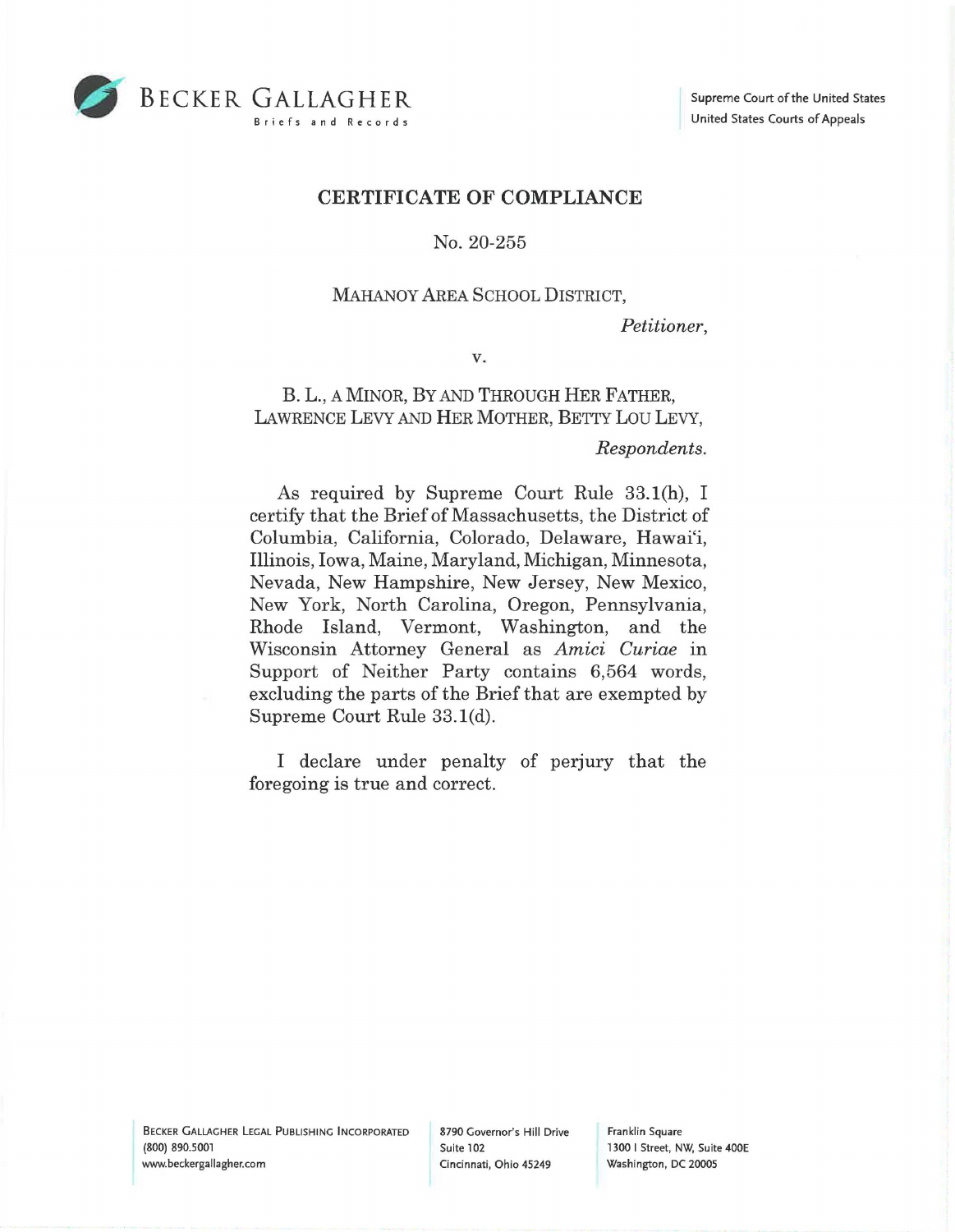BECKER GALLAGHER
Briefs and Records

Supreme Court of the United States
United States Courts of Appeals

## CERTIFICATE OF COMPLIANCE

No. 20-255

MAHANOY AREA SCHOOL DISTRICT,

*Petitioner*,

v.

B. L., A MINOR, BY AND THROUGH HER FATHER, LAWRENCE LEVY AND HER MOTHER, BETTY LOU LEVY,

*Respondents*.

As required by Supreme Court Rule 33.1(h), I certify that the Brief of Massachusetts, the District of Columbia, California, Colorado, Delaware, Hawai'i, Illinois, Iowa, Maine, Maryland, Michigan, Minnesota, Nevada, New Hampshire, New Jersey, New Mexico, New York, North Carolina, Oregon, Pennsylvania, Rhode Island, Vermont, Washington, and the Wisconsin Attorney General as *Amici Curiae* in Support of Neither Party contains 6,564 words, excluding the parts of the Brief that are exempted by Supreme Court Rule 33.1(d).

I declare under penalty of perjury that the foregoing is true and correct.

BECKER GALLAGHER LEGAL PUBLISHING INCORPORATED
(800) 890.5001
www.beckergallagher.com

8790 Governor's Hill Drive
Suite 102
Cincinnati, Ohio 45249

Franklin Square
1300 I Street, NW, Suite 400E
Washington, DC 20005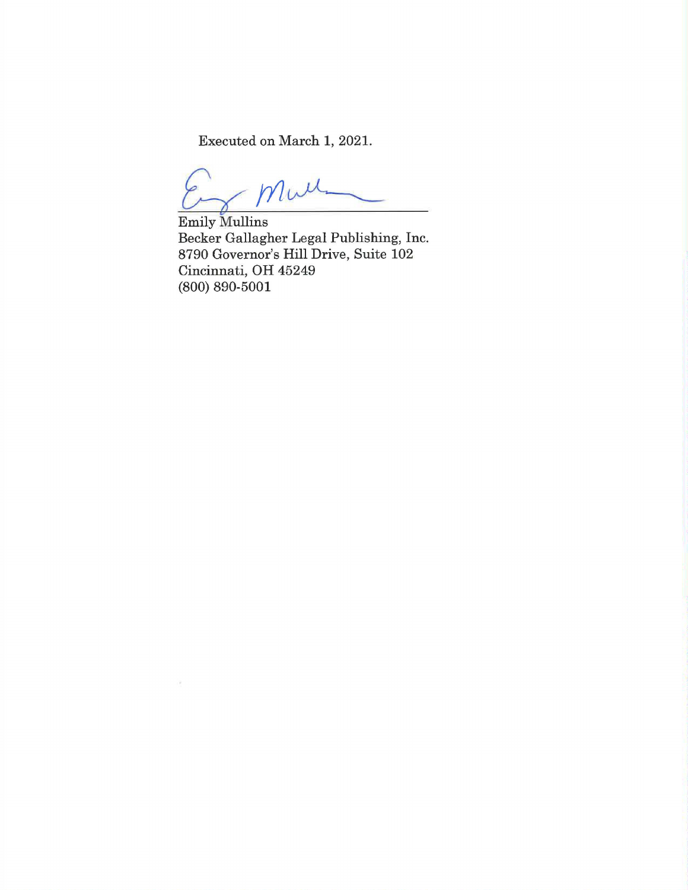Executed on March 1, 2021.

Emily Mullins
Becker Gallagher Legal Publishing, Inc.
8790 Governor's Hill Drive, Suite 102
Cincinnati, OH 45249
(800) 890-5001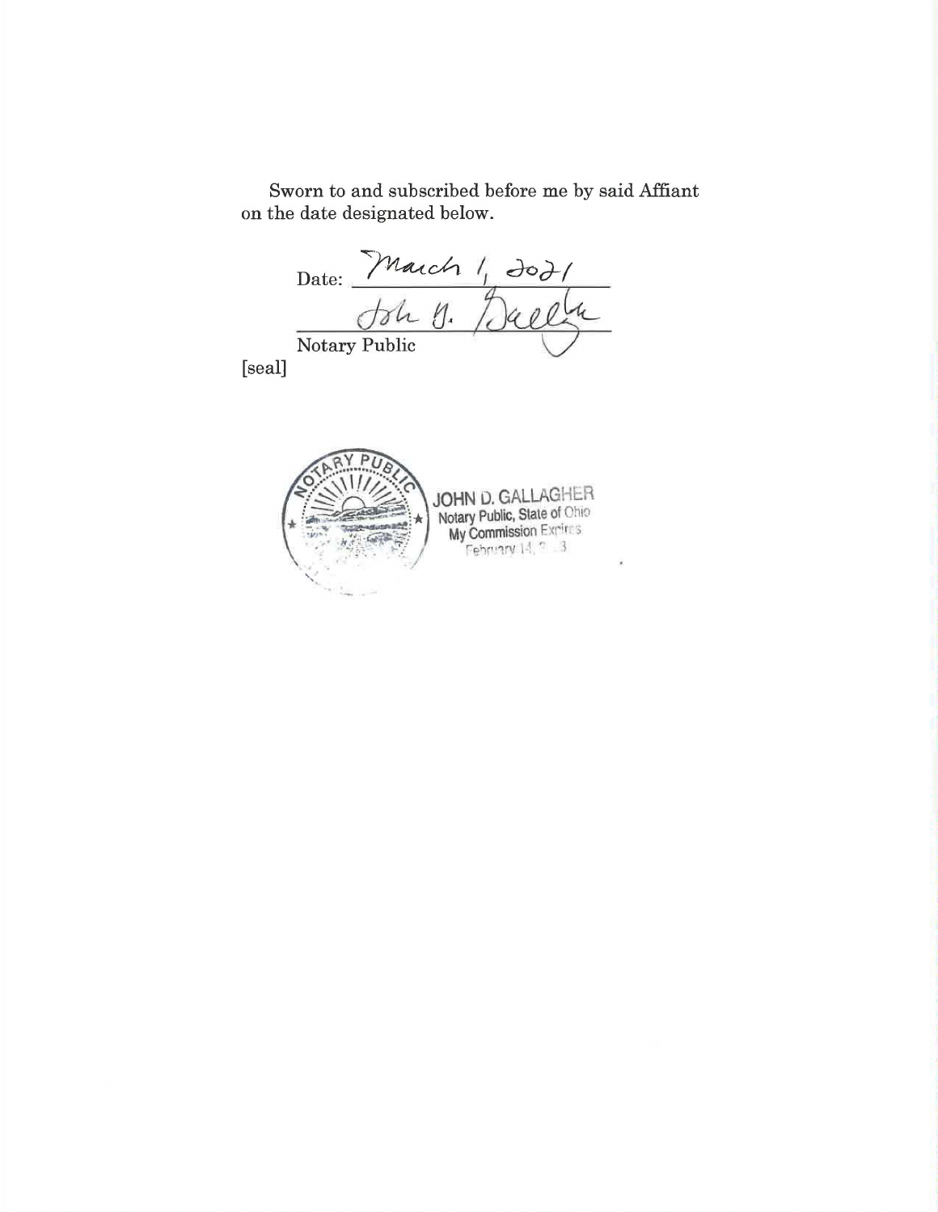Sworn to and subscribed before me by said Affiant on the date designated below.

Date: March 1, 2021

John D. Gallagher

Notary Public

[seal]

NOTARY PUBLIC

JOHN D. GALLAGHER
Notary Public, State of Ohio
My Commission Expires
February 14, 2 3